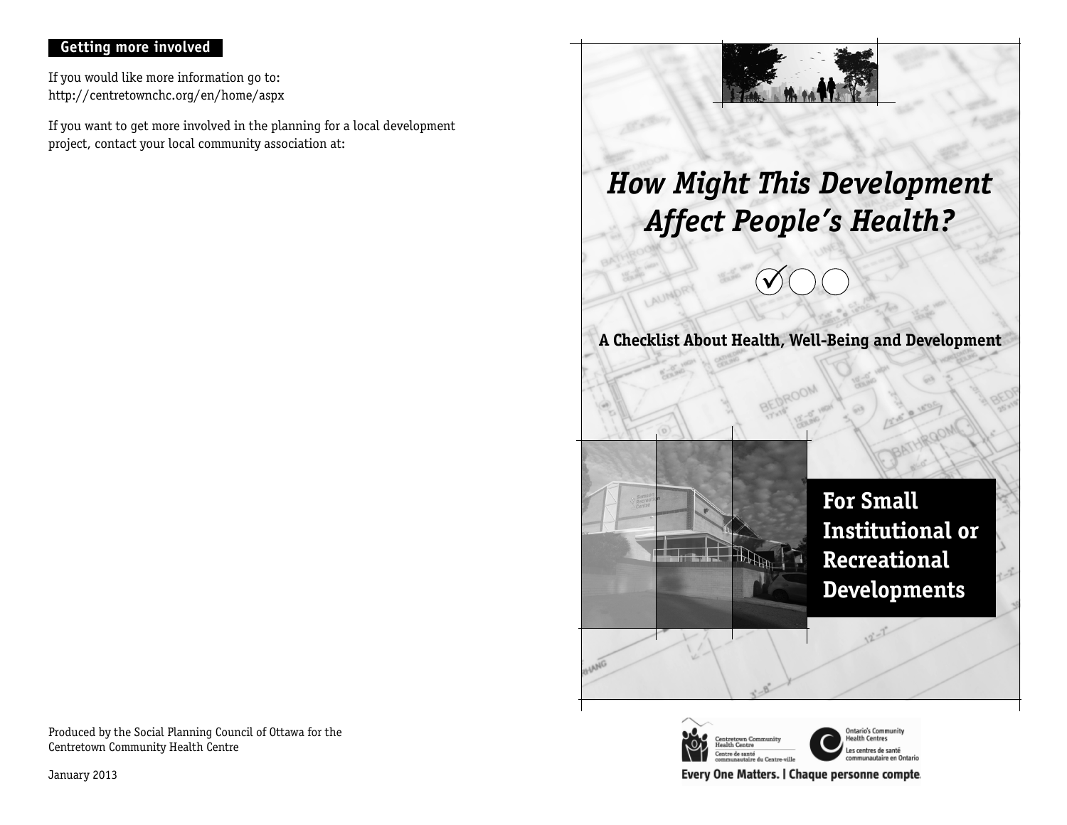## Getting more involved

If you would like more information go to:
http://centretownchc.org/en/home/aspx

If you want to get more involved in the planning for a local development project, contact your local community association at:

Produced by the Social Planning Council of Ottawa for the Centretown Community Health Centre

January 2013

# *How Might This Development Affect People's Health?*

**A Checklist About Health, Well-Being and Development**

## For Small Institutional or Recreational Developments

Centretown Community Health Centre
Centre de santé communautaire du Centre-ville

Ontario's Community Health Centres
Les centres de santé communautaire en Ontario

Every One Matters. | Chaque personne compte.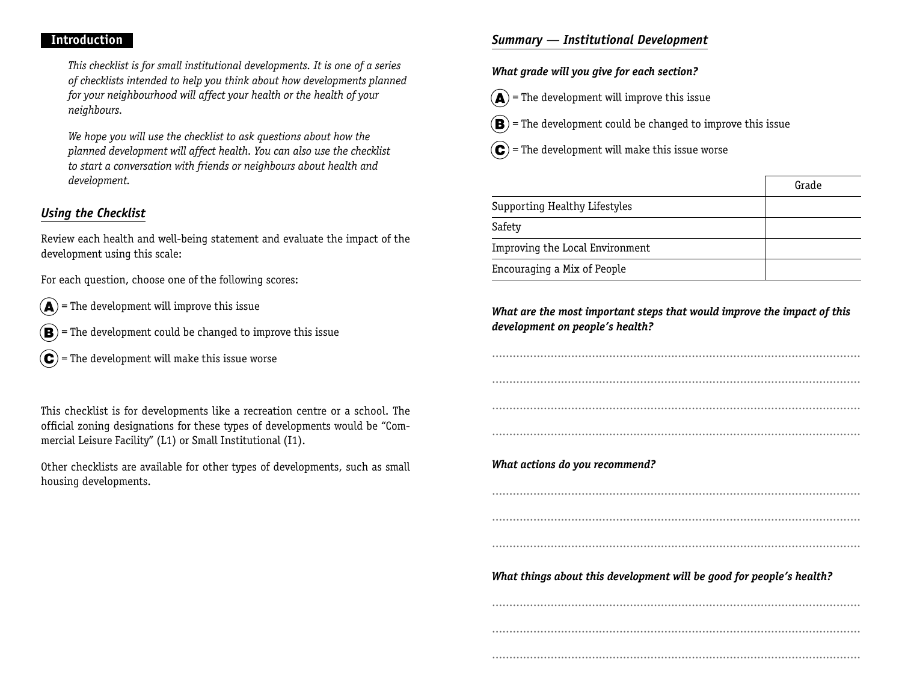## Introduction

*This checklist is for small institutional developments. It is one of a series of checklists intended to help you think about how developments planned for your neighbourhood will affect your health or the health of your neighbours.*

*We hope you will use the checklist to ask questions about how the planned development will affect health. You can also use the checklist to start a conversation with friends or neighbours about health and development.*

### *Using the Checklist*

Review each health and well-being statement and evaluate the impact of the development using this scale:

For each question, choose one of the following scores:

- **A** = The development will improve this issue
- **B** = The development could be changed to improve this issue
- **C** = The development will make this issue worse

This checklist is for developments like a recreation centre or a school. The official zoning designations for these types of developments would be "Commercial Leisure Facility" (L1) or Small Institutional (I1).

Other checklists are available for other types of developments, such as small housing developments.

### *Summary — Institutional Development*

***What grade will you give for each section?***

- **A** = The development will improve this issue
- **B** = The development could be changed to improve this issue
- **C** = The development will make this issue worse

| | Grade |
|---|---|
| Supporting Healthy Lifestyles | |
| Safety | |
| Improving the Local Environment | |
| Encouraging a Mix of People | |

***What are the most important steps that would improve the impact of this development on people's health?***

.............................................................................................................

.............................................................................................................

.............................................................................................................

.............................................................................................................

***What actions do you recommend?***

.............................................................................................................

.............................................................................................................

.............................................................................................................

***What things about this development will be good for people's health?***

.............................................................................................................

.............................................................................................................

.............................................................................................................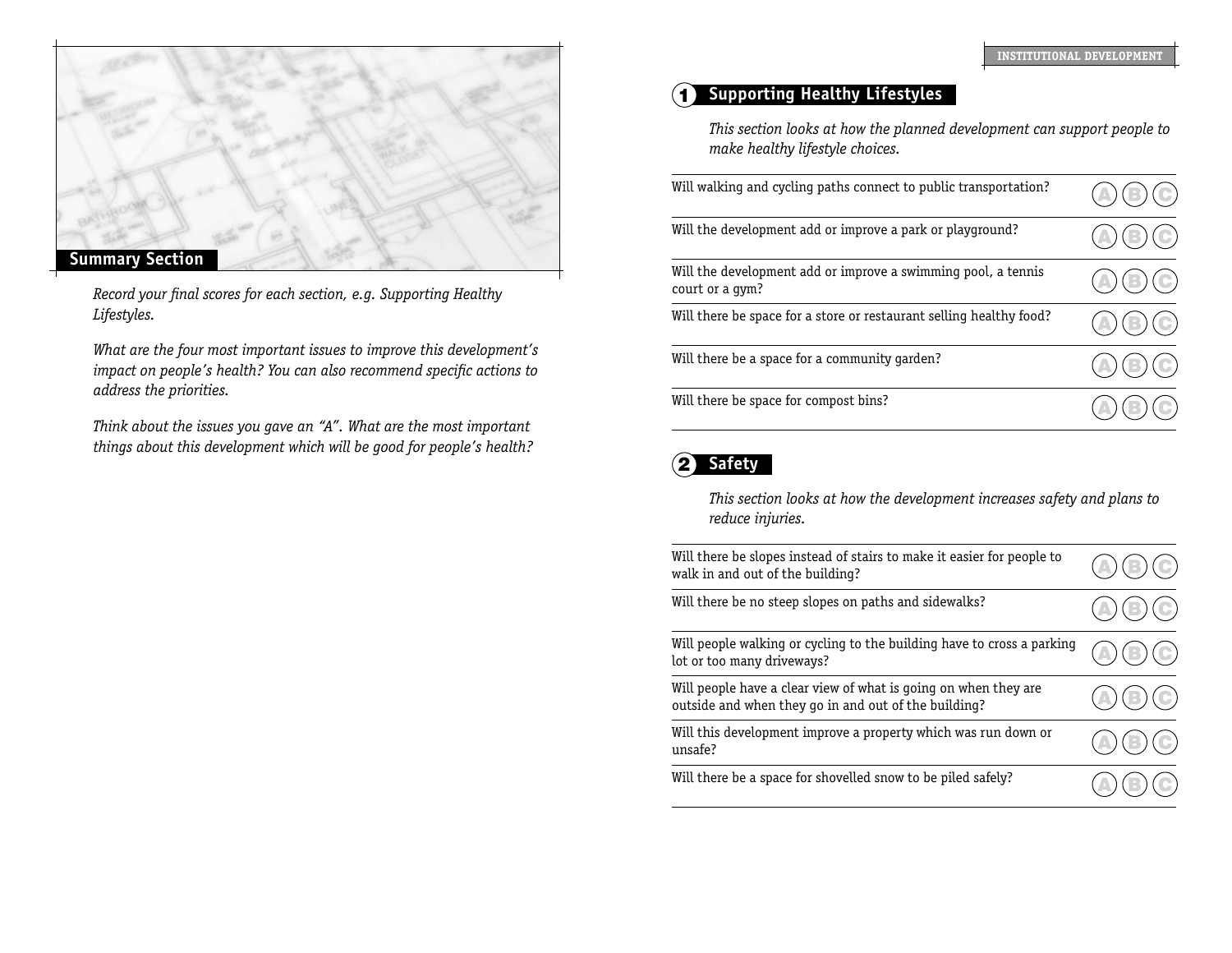## Summary Section

*Record your final scores for each section, e.g. Supporting Healthy Lifestyles.*

*What are the four most important issues to improve this development's impact on people's health? You can also recommend specific actions to address the priorities.*

*Think about the issues you gave an "A". What are the most important things about this development which will be good for people's health?*

## 1 Supporting Healthy Lifestyles

*This section looks at how the planned development can support people to make healthy lifestyle choices.*

| | |
|---|---|
| Will walking and cycling paths connect to public transportation? | A B C |
| Will the development add or improve a park or playground? | A B C |
| Will the development add or improve a swimming pool, a tennis court or a gym? | A B C |
| Will there be space for a store or restaurant selling healthy food? | A B C |
| Will there be a space for a community garden? | A B C |
| Will there be space for compost bins? | A B C |

## 2 Safety

*This section looks at how the development increases safety and plans to reduce injuries.*

| | |
|---|---|
| Will there be slopes instead of stairs to make it easier for people to walk in and out of the building? | A B C |
| Will there be no steep slopes on paths and sidewalks? | A B C |
| Will people walking or cycling to the building have to cross a parking lot or too many driveways? | A B C |
| Will people have a clear view of what is going on when they are outside and when they go in and out of the building? | A B C |
| Will this development improve a property which was run down or unsafe? | A B C |
| Will there be a space for shovelled snow to be piled safely? | A B C |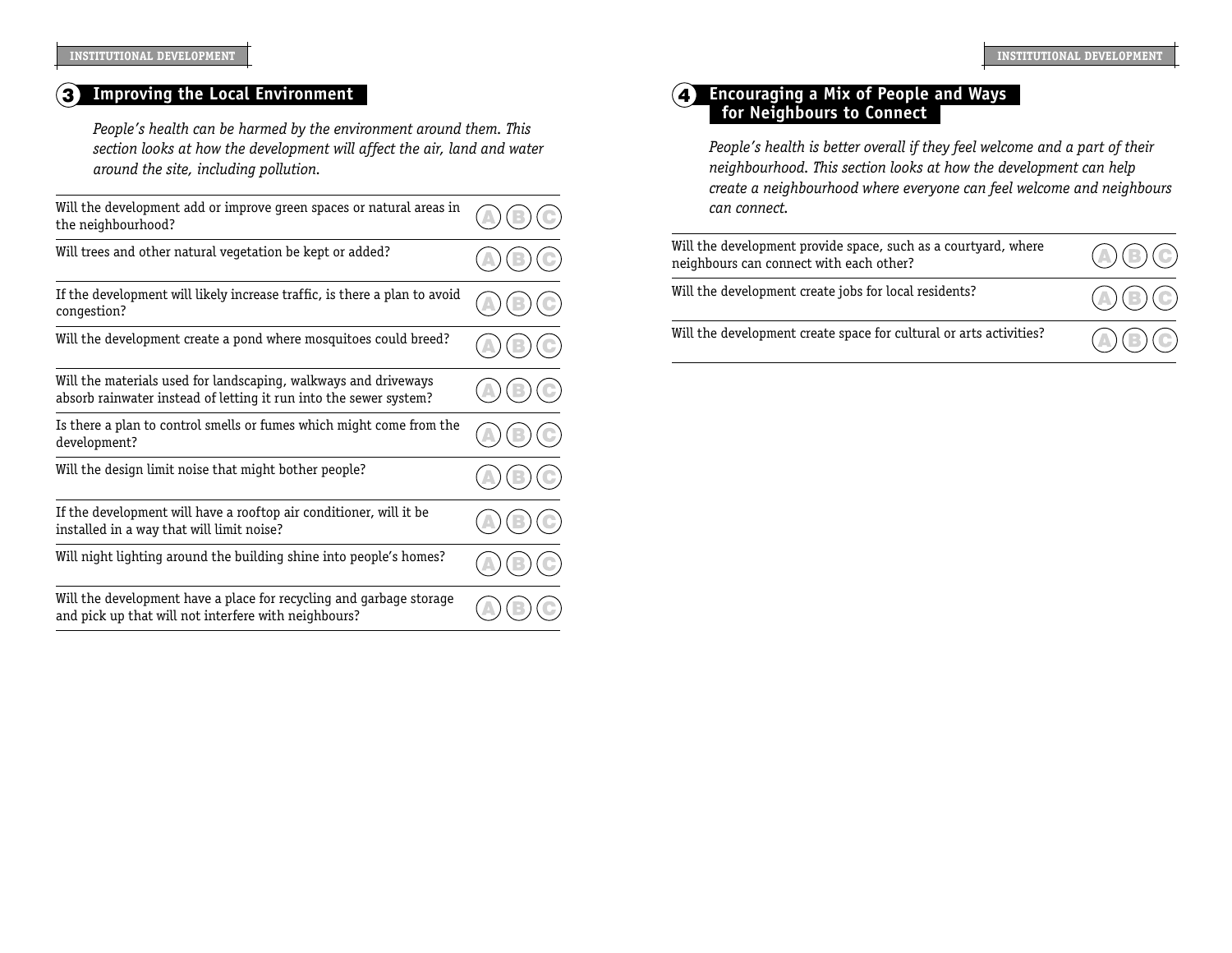## 3 Improving the Local Environment

*People's health can be harmed by the environment around them. This section looks at how the development will affect the air, land and water around the site, including pollution.*

| | |
|---|---|
| Will the development add or improve green spaces or natural areas in the neighbourhood? | A B C |
| Will trees and other natural vegetation be kept or added? | A B C |
| If the development will likely increase traffic, is there a plan to avoid congestion? | A B C |
| Will the development create a pond where mosquitoes could breed? | A B C |
| Will the materials used for landscaping, walkways and driveways absorb rainwater instead of letting it run into the sewer system? | A B C |
| Is there a plan to control smells or fumes which might come from the development? | A B C |
| Will the design limit noise that might bother people? | A B C |
| If the development will have a rooftop air conditioner, will it be installed in a way that will limit noise? | A B C |
| Will night lighting around the building shine into people's homes? | A B C |
| Will the development have a place for recycling and garbage storage and pick up that will not interfere with neighbours? | A B C |

## 4 Encouraging a Mix of People and Ways for Neighbours to Connect

*People's health is better overall if they feel welcome and a part of their neighbourhood. This section looks at how the development can help create a neighbourhood where everyone can feel welcome and neighbours can connect.*

| | |
|---|---|
| Will the development provide space, such as a courtyard, where neighbours can connect with each other? | A B C |
| Will the development create jobs for local residents? | A B C |
| Will the development create space for cultural or arts activities? | A B C |